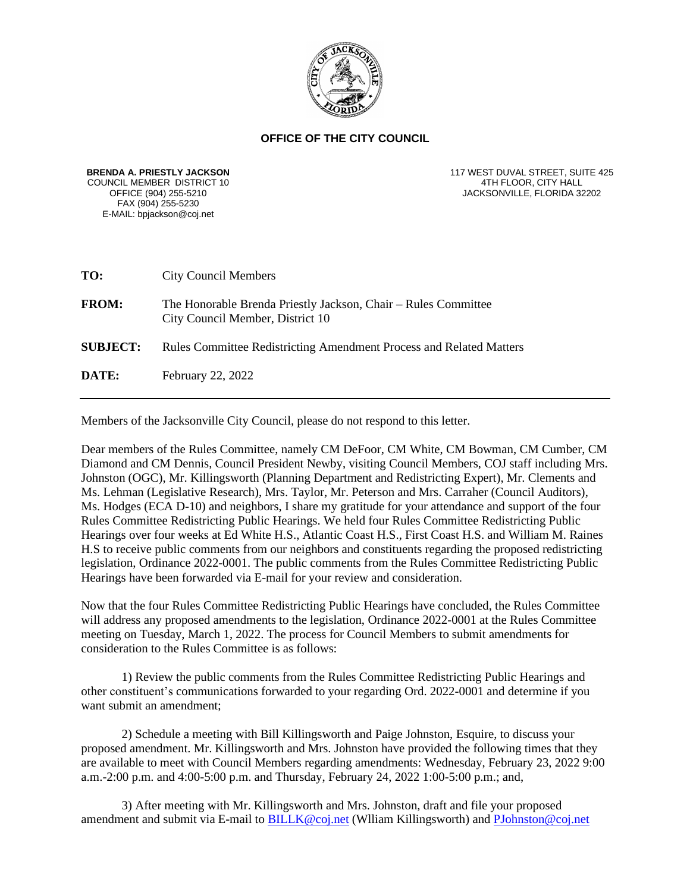**OFFICE OF THE CITY COUNCIL**

**BRENDA A. PRIESTLY JACKSON**
COUNCIL MEMBER DISTRICT 10
OFFICE (904) 255-5210
FAX (904) 255-5230
E-MAIL: bpjackson@coj.net

117 WEST DUVAL STREET, SUITE 425
4TH FLOOR, CITY HALL
JACKSONVILLE, FLORIDA 32202

**TO:** City Council Members

**FROM:** The Honorable Brenda Priestly Jackson, Chair – Rules Committee
City Council Member, District 10

**SUBJECT:** Rules Committee Redistricting Amendment Process and Related Matters

**DATE:** February 22, 2022

---

Members of the Jacksonville City Council, please do not respond to this letter.

Dear members of the Rules Committee, namely CM DeFoor, CM White, CM Bowman, CM Cumber, CM Diamond and CM Dennis, Council President Newby, visiting Council Members, COJ staff including Mrs. Johnston (OGC), Mr. Killingsworth (Planning Department and Redistricting Expert), Mr. Clements and Ms. Lehman (Legislative Research), Mrs. Taylor, Mr. Peterson and Mrs. Carraher (Council Auditors), Ms. Hodges (ECA D-10) and neighbors, I share my gratitude for your attendance and support of the four Rules Committee Redistricting Public Hearings. We held four Rules Committee Redistricting Public Hearings over four weeks at Ed White H.S., Atlantic Coast H.S., First Coast H.S. and William M. Raines H.S to receive public comments from our neighbors and constituents regarding the proposed redistricting legislation, Ordinance 2022-0001. The public comments from the Rules Committee Redistricting Public Hearings have been forwarded via E-mail for your review and consideration.

Now that the four Rules Committee Redistricting Public Hearings have concluded, the Rules Committee will address any proposed amendments to the legislation, Ordinance 2022-0001 at the Rules Committee meeting on Tuesday, March 1, 2022. The process for Council Members to submit amendments for consideration to the Rules Committee is as follows:

1) Review the public comments from the Rules Committee Redistricting Public Hearings and other constituent's communications forwarded to your regarding Ord. 2022-0001 and determine if you want submit an amendment;

2) Schedule a meeting with Bill Killingsworth and Paige Johnston, Esquire, to discuss your proposed amendment. Mr. Killingsworth and Mrs. Johnston have provided the following times that they are available to meet with Council Members regarding amendments: Wednesday, February 23, 2022 9:00 a.m.-2:00 p.m. and 4:00-5:00 p.m. and Thursday, February 24, 2022 1:00-5:00 p.m.; and,

3) After meeting with Mr. Killingsworth and Mrs. Johnston, draft and file your proposed amendment and submit via E-mail to BILLK@coj.net (Wlliam Killingsworth) and PJohnston@coj.net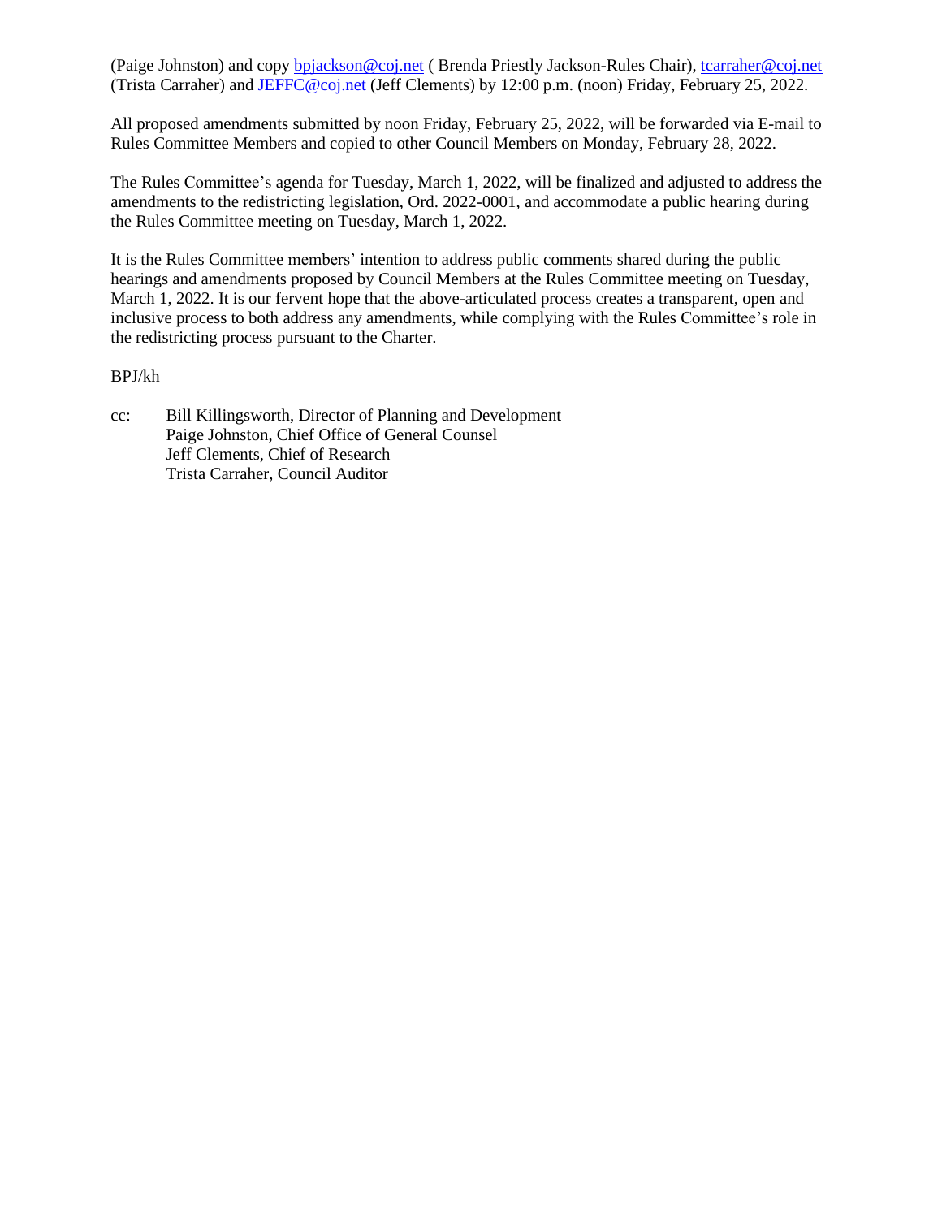(Paige Johnston) and copy bpjackson@coj.net ( Brenda Priestly Jackson-Rules Chair), tcarraher@coj.net (Trista Carraher) and JEFFC@coj.net (Jeff Clements) by 12:00 p.m. (noon) Friday, February 25, 2022.

All proposed amendments submitted by noon Friday, February 25, 2022, will be forwarded via E-mail to Rules Committee Members and copied to other Council Members on Monday, February 28, 2022.

The Rules Committee's agenda for Tuesday, March 1, 2022, will be finalized and adjusted to address the amendments to the redistricting legislation, Ord. 2022-0001, and accommodate a public hearing during the Rules Committee meeting on Tuesday, March 1, 2022.

It is the Rules Committee members' intention to address public comments shared during the public hearings and amendments proposed by Council Members at the Rules Committee meeting on Tuesday, March 1, 2022. It is our fervent hope that the above-articulated process creates a transparent, open and inclusive process to both address any amendments, while complying with the Rules Committee's role in the redistricting process pursuant to the Charter.

BPJ/kh

cc: Bill Killingsworth, Director of Planning and Development
Paige Johnston, Chief Office of General Counsel
Jeff Clements, Chief of Research
Trista Carraher, Council Auditor